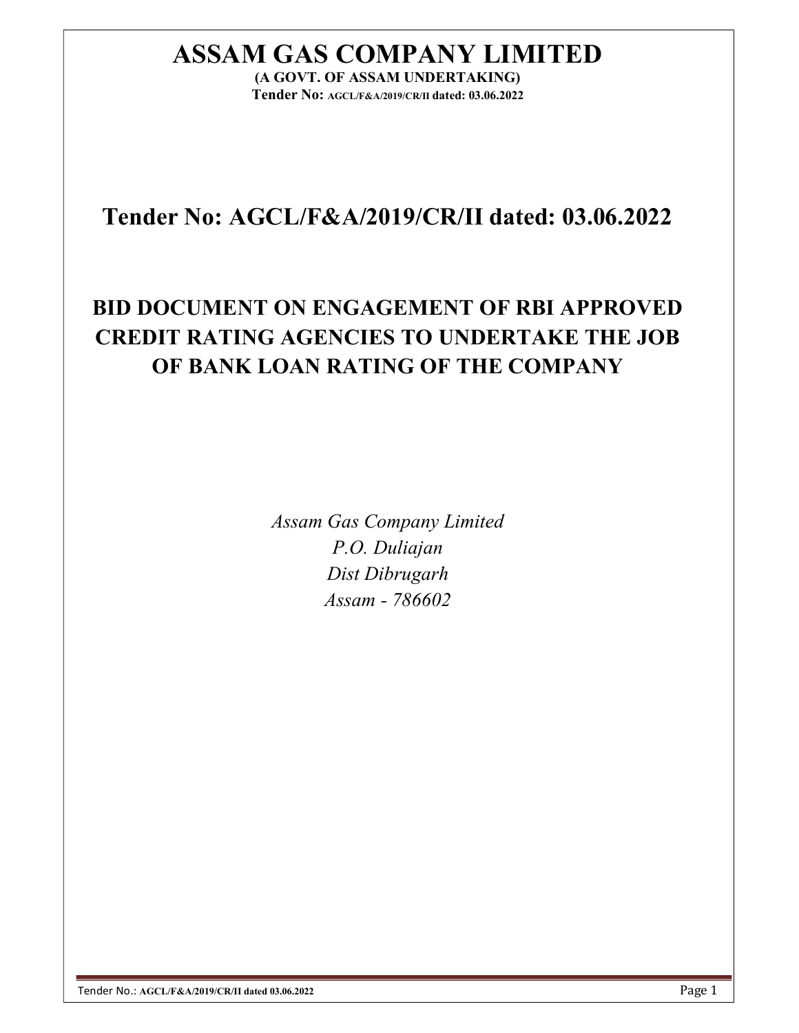# ASSAM GAS COMPANY LIMITED

**(A GOVT. OF ASSAM UNDERTAKING)**

**Tender No: AGCL/F&A/2019/CR/II dated: 03.06.2022**

## Tender No: AGCL/F&A/2019/CR/II dated: 03.06.2022

## BID DOCUMENT ON ENGAGEMENT OF RBI APPROVED CREDIT RATING AGENCIES TO UNDERTAKE THE JOB OF BANK LOAN RATING OF THE COMPANY

*Assam Gas Company Limited*
*P.O. Duliajan*
*Dist Dibrugarh*
*Assam - 786602*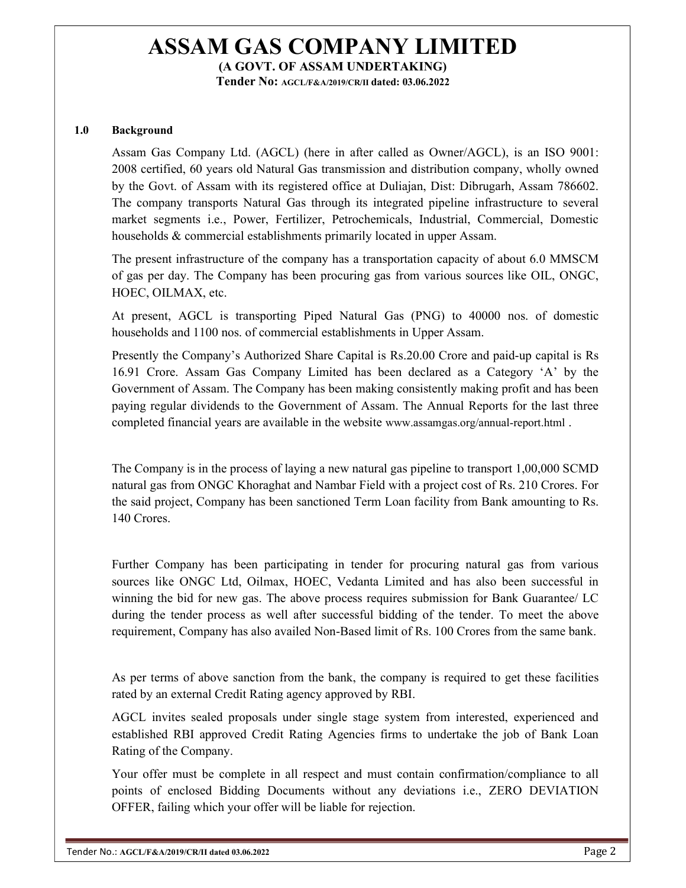# ASSAM GAS COMPANY LIMITED

**(A GOVT. OF ASSAM UNDERTAKING)**

**Tender No: AGCL/F&A/2019/CR/II dated: 03.06.2022**

## 1.0 Background

Assam Gas Company Ltd. (AGCL) (here in after called as Owner/AGCL), is an ISO 9001: 2008 certified, 60 years old Natural Gas transmission and distribution company, wholly owned by the Govt. of Assam with its registered office at Duliajan, Dist: Dibrugarh, Assam 786602. The company transports Natural Gas through its integrated pipeline infrastructure to several market segments i.e., Power, Fertilizer, Petrochemicals, Industrial, Commercial, Domestic households & commercial establishments primarily located in upper Assam.

The present infrastructure of the company has a transportation capacity of about 6.0 MMSCM of gas per day. The Company has been procuring gas from various sources like OIL, ONGC, HOEC, OILMAX, etc.

At present, AGCL is transporting Piped Natural Gas (PNG) to 40000 nos. of domestic households and 1100 nos. of commercial establishments in Upper Assam.

Presently the Company's Authorized Share Capital is Rs.20.00 Crore and paid-up capital is Rs 16.91 Crore. Assam Gas Company Limited has been declared as a Category 'A' by the Government of Assam. The Company has been making consistently making profit and has been paying regular dividends to the Government of Assam. The Annual Reports for the last three completed financial years are available in the website www.assamgas.org/annual-report.html .

The Company is in the process of laying a new natural gas pipeline to transport 1,00,000 SCMD natural gas from ONGC Khoraghat and Nambar Field with a project cost of Rs. 210 Crores. For the said project, Company has been sanctioned Term Loan facility from Bank amounting to Rs. 140 Crores.

Further Company has been participating in tender for procuring natural gas from various sources like ONGC Ltd, Oilmax, HOEC, Vedanta Limited and has also been successful in winning the bid for new gas. The above process requires submission for Bank Guarantee/ LC during the tender process as well after successful bidding of the tender. To meet the above requirement, Company has also availed Non-Based limit of Rs. 100 Crores from the same bank.

As per terms of above sanction from the bank, the company is required to get these facilities rated by an external Credit Rating agency approved by RBI.

AGCL invites sealed proposals under single stage system from interested, experienced and established RBI approved Credit Rating Agencies firms to undertake the job of Bank Loan Rating of the Company.

Your offer must be complete in all respect and must contain confirmation/compliance to all points of enclosed Bidding Documents without any deviations i.e., ZERO DEVIATION OFFER, failing which your offer will be liable for rejection.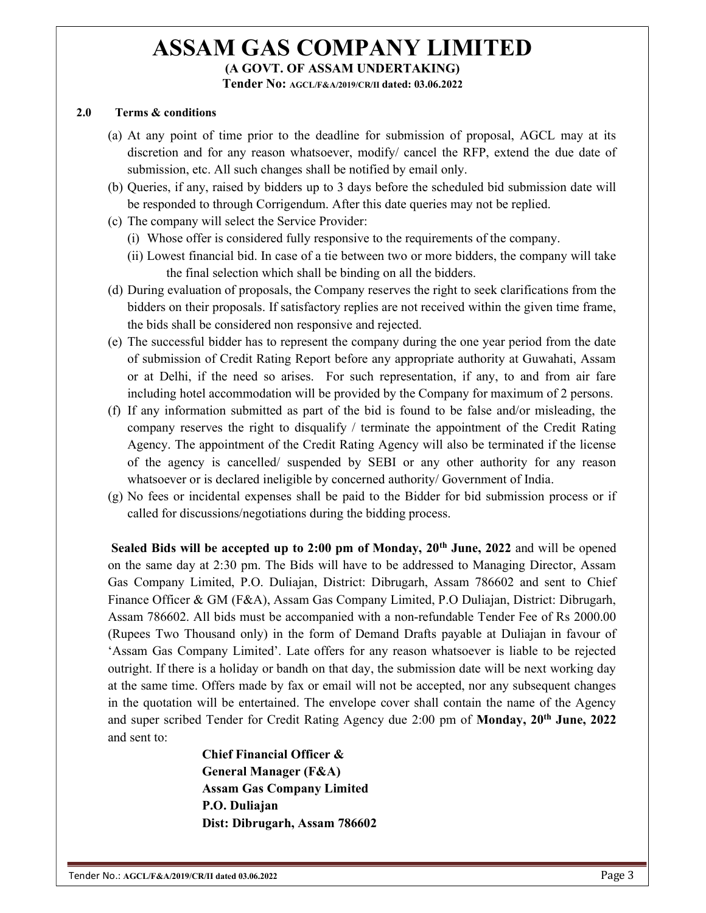# ASSAM GAS COMPANY LIMITED

**(A GOVT. OF ASSAM UNDERTAKING)**

**Tender No: AGCL/F&A/2019/CR/II dated: 03.06.2022**

## 2.0 Terms & conditions

(a) At any point of time prior to the deadline for submission of proposal, AGCL may at its discretion and for any reason whatsoever, modify/ cancel the RFP, extend the due date of submission, etc. All such changes shall be notified by email only.

(b) Queries, if any, raised by bidders up to 3 days before the scheduled bid submission date will be responded to through Corrigendum. After this date queries may not be replied.

(c) The company will select the Service Provider:

  (i) Whose offer is considered fully responsive to the requirements of the company.

  (ii) Lowest financial bid. In case of a tie between two or more bidders, the company will take the final selection which shall be binding on all the bidders.

(d) During evaluation of proposals, the Company reserves the right to seek clarifications from the bidders on their proposals. If satisfactory replies are not received within the given time frame, the bids shall be considered non responsive and rejected.

(e) The successful bidder has to represent the company during the one year period from the date of submission of Credit Rating Report before any appropriate authority at Guwahati, Assam or at Delhi, if the need so arises. For such representation, if any, to and from air fare including hotel accommodation will be provided by the Company for maximum of 2 persons.

(f) If any information submitted as part of the bid is found to be false and/or misleading, the company reserves the right to disqualify / terminate the appointment of the Credit Rating Agency. The appointment of the Credit Rating Agency will also be terminated if the license of the agency is cancelled/ suspended by SEBI or any other authority for any reason whatsoever or is declared ineligible by concerned authority/ Government of India.

(g) No fees or incidental expenses shall be paid to the Bidder for bid submission process or if called for discussions/negotiations during the bidding process.

**Sealed Bids will be accepted up to 2:00 pm of Monday, 20th June, 2022** and will be opened on the same day at 2:30 pm. The Bids will have to be addressed to Managing Director, Assam Gas Company Limited, P.O. Duliajan, District: Dibrugarh, Assam 786602 and sent to Chief Finance Officer & GM (F&A), Assam Gas Company Limited, P.O Duliajan, District: Dibrugarh, Assam 786602. All bids must be accompanied with a non-refundable Tender Fee of Rs 2000.00 (Rupees Two Thousand only) in the form of Demand Drafts payable at Duliajan in favour of 'Assam Gas Company Limited'. Late offers for any reason whatsoever is liable to be rejected outright. If there is a holiday or bandh on that day, the submission date will be next working day at the same time. Offers made by fax or email will not be accepted, nor any subsequent changes in the quotation will be entertained. The envelope cover shall contain the name of the Agency and super scribed Tender for Credit Rating Agency due 2:00 pm of **Monday, 20th June, 2022** and sent to:

**Chief Financial Officer &**
**General Manager (F&A)**
**Assam Gas Company Limited**
**P.O. Duliajan**
**Dist: Dibrugarh, Assam 786602**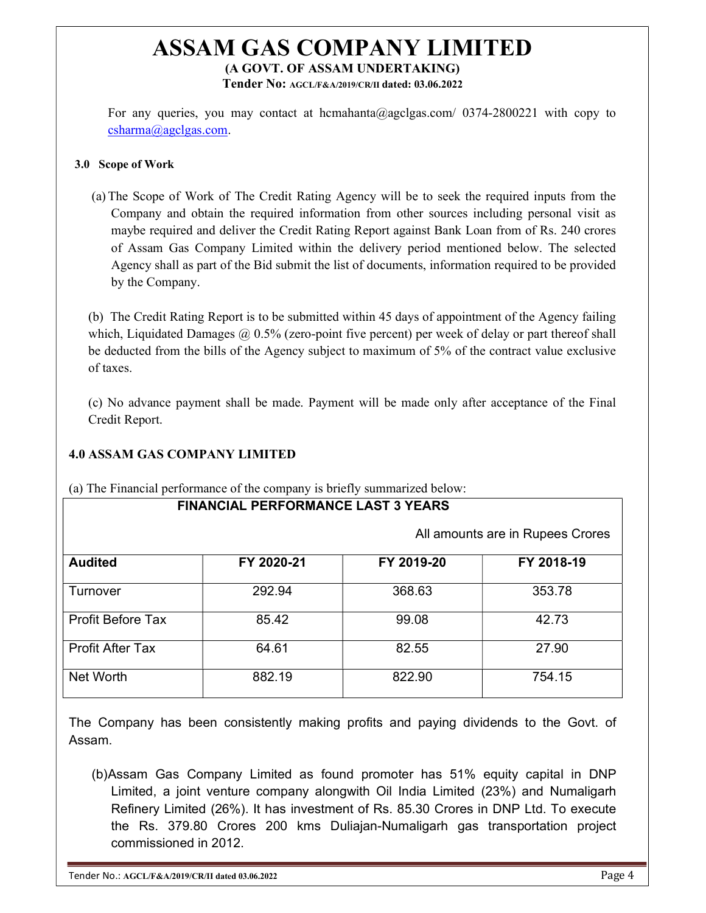For any queries, you may contact at hcmahanta@agclgas.com/ 0374-2800221 with copy to csharma@agclgas.com.

### 3.0 Scope of Work

(a) The Scope of Work of The Credit Rating Agency will be to seek the required inputs from the Company and obtain the required information from other sources including personal visit as maybe required and deliver the Credit Rating Report against Bank Loan from of Rs. 240 crores of Assam Gas Company Limited within the delivery period mentioned below. The selected Agency shall as part of the Bid submit the list of documents, information required to be provided by the Company.

(b) The Credit Rating Report is to be submitted within 45 days of appointment of the Agency failing which, Liquidated Damages @ 0.5% (zero-point five percent) per week of delay or part thereof shall be deducted from the bills of the Agency subject to maximum of 5% of the contract value exclusive of taxes.

(c) No advance payment shall be made. Payment will be made only after acceptance of the Final Credit Report.

### 4.0 ASSAM GAS COMPANY LIMITED

(a) The Financial performance of the company is briefly summarized below:

**FINANCIAL PERFORMANCE LAST 3 YEARS**

All amounts are in Rupees Crores

| Audited | FY 2020-21 | FY 2019-20 | FY 2018-19 |
|---|---|---|---|
| Turnover | 292.94 | 368.63 | 353.78 |
| Profit Before Tax | 85.42 | 99.08 | 42.73 |
| Profit After Tax | 64.61 | 82.55 | 27.90 |
| Net Worth | 882.19 | 822.90 | 754.15 |

The Company has been consistently making profits and paying dividends to the Govt. of Assam.

(b)Assam Gas Company Limited as found promoter has 51% equity capital in DNP Limited, a joint venture company alongwith Oil India Limited (23%) and Numaligarh Refinery Limited (26%). It has investment of Rs. 85.30 Crores in DNP Ltd. To execute the Rs. 379.80 Crores 200 kms Duliajan-Numaligarh gas transportation project commissioned in 2012.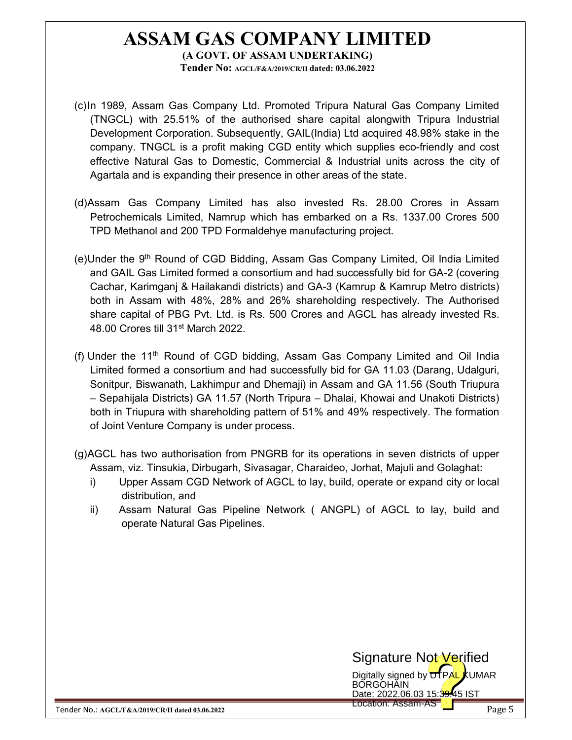(c) In 1989, Assam Gas Company Ltd. Promoted Tripura Natural Gas Company Limited (TNGCL) with 25.51% of the authorised share capital alongwith Tripura Industrial Development Corporation. Subsequently, GAIL(India) Ltd acquired 48.98% stake in the company. TNGCL is a profit making CGD entity which supplies eco-friendly and cost effective Natural Gas to Domestic, Commercial & Industrial units across the city of Agartala and is expanding their presence in other areas of the state.

(d) Assam Gas Company Limited has also invested Rs. 28.00 Crores in Assam Petrochemicals Limited, Namrup which has embarked on a Rs. 1337.00 Crores 500 TPD Methanol and 200 TPD Formaldehye manufacturing project.

(e) Under the 9th Round of CGD Bidding, Assam Gas Company Limited, Oil India Limited and GAIL Gas Limited formed a consortium and had successfully bid for GA-2 (covering Cachar, Karimganj & Hailakandi districts) and GA-3 (Kamrup & Kamrup Metro districts) both in Assam with 48%, 28% and 26% shareholding respectively. The Authorised share capital of PBG Pvt. Ltd. is Rs. 500 Crores and AGCL has already invested Rs. 48.00 Crores till 31st March 2022.

(f) Under the 11th Round of CGD bidding, Assam Gas Company Limited and Oil India Limited formed a consortium and had successfully bid for GA 11.03 (Darang, Udalguri, Sonitpur, Biswanath, Lakhimpur and Dhemaji) in Assam and GA 11.56 (South Triupura – Sepahijala Districts) GA 11.57 (North Tripura – Dhalai, Khowai and Unakoti Districts) both in Triupura with shareholding pattern of 51% and 49% respectively. The formation of Joint Venture Company is under process.

(g) AGCL has two authorisation from PNGRB for its operations in seven districts of upper Assam, viz. Tinsukia, Dirbugarh, Sivasagar, Charaideo, Jorhat, Majuli and Golaghat:

i) Upper Assam CGD Network of AGCL to lay, build, operate or expand city or local distribution, and

ii) Assam Natural Gas Pipeline Network ( ANGPL) of AGCL to lay, build and operate Natural Gas Pipelines.

Signature Not Verified

Digitally signed by UTPAL KUMAR BORGOHAIN
Date: 2022.06.03 15:39:45 IST
Location: Assam-AS